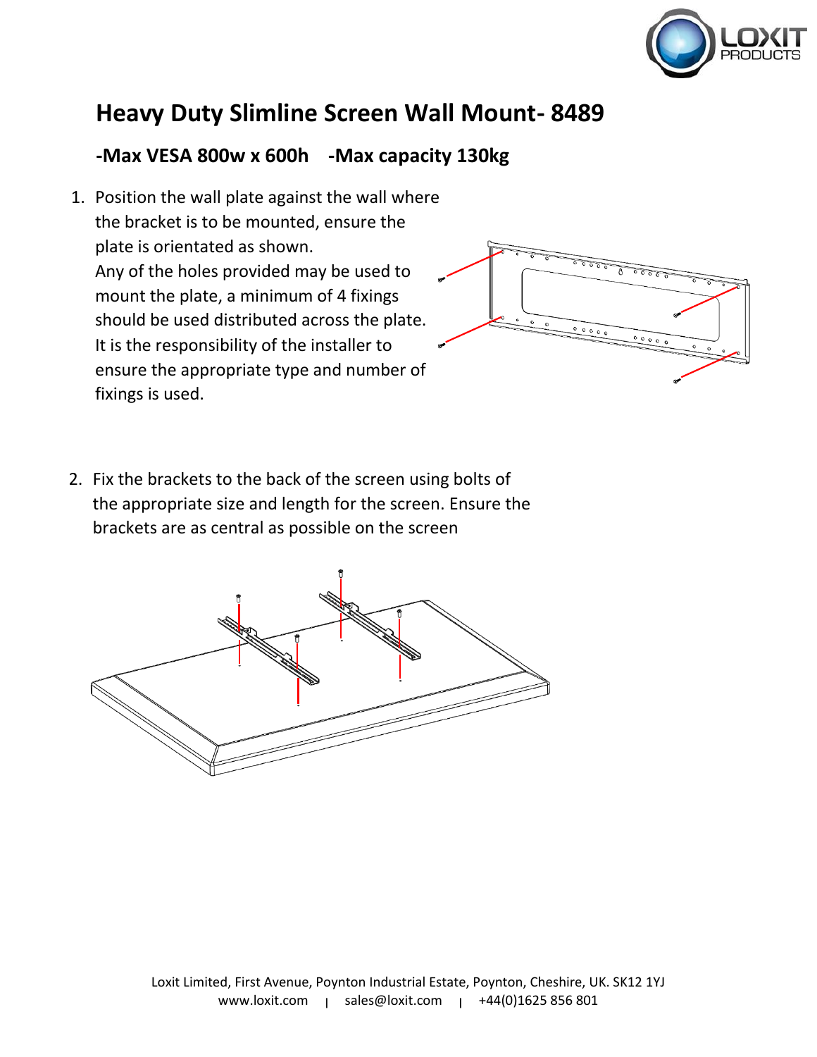# Heavy Duty Slimline Screen Wall Mount- 8489

**-Max VESA 800w x 600h -Max capacity 130kg**

1. Position the wall plate against the wall where the bracket is to be mounted, ensure the plate is orientated as shown.
   Any of the holes provided may be used to mount the plate, a minimum of 4 fixings should be used distributed across the plate.
   It is the responsibility of the installer to ensure the appropriate type and number of fixings is used.

2. Fix the brackets to the back of the screen using bolts of the appropriate size and length for the screen. Ensure the brackets are as central as possible on the screen

Loxit Limited, First Avenue, Poynton Industrial Estate, Poynton, Cheshire, UK. SK12 1YJ
www.loxit.com | sales@loxit.com | +44(0)1625 856 801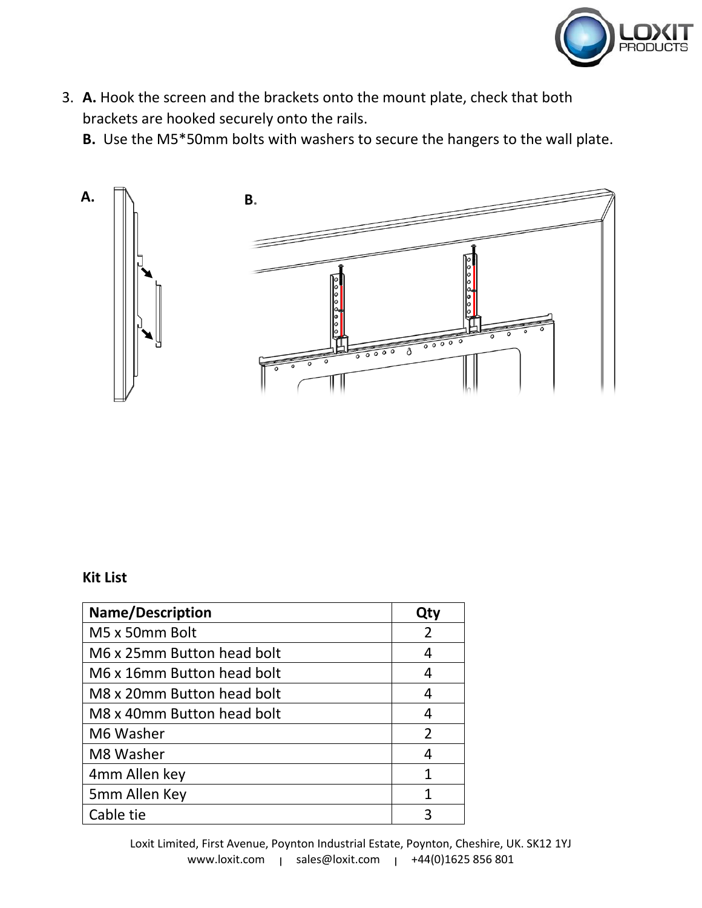3. **A.** Hook the screen and the brackets onto the mount plate, check that both brackets are hooked securely onto the rails.
   **B.** Use the M5*50mm bolts with washers to secure the hangers to the wall plate.

A.

B.

**Kit List**

| Name/Description | Qty |
| --- | --- |
| M5 x 50mm Bolt | 2 |
| M6 x 25mm Button head bolt | 4 |
| M6 x 16mm Button head bolt | 4 |
| M8 x 20mm Button head bolt | 4 |
| M8 x 40mm Button head bolt | 4 |
| M6 Washer | 2 |
| M8 Washer | 4 |
| 4mm Allen key | 1 |
| 5mm Allen Key | 1 |
| Cable tie | 3 |

Loxit Limited, First Avenue, Poynton Industrial Estate, Poynton, Cheshire, UK. SK12 1YJ
www.loxit.com | sales@loxit.com | +44(0)1625 856 801